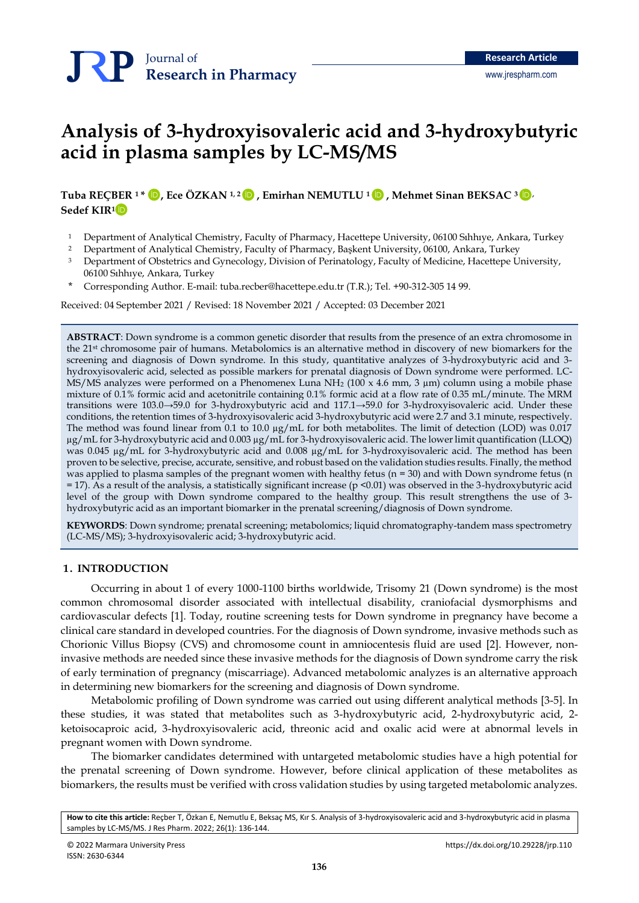Journal of **Research in Pharmacy**

**Research Article**

# Analysis of 3-hydroxyisovaleric acid and 3-hydroxybutyric acid in plasma samples by LC-MS/MS

**Tuba REÇBER [1]*, Ece ÖZKAN [1,2], Emirhan NEMUTLU [1], Mehmet Sinan BEKSAC [3], Sedef KIR[1]**

1 Department of Analytical Chemistry, Faculty of Pharmacy, Hacettepe University, 06100 Sıhhıye, Ankara, Turkey
2 Department of Analytical Chemistry, Faculty of Pharmacy, Başkent University, 06100, Ankara, Turkey
3 Department of Obstetrics and Gynecology, Division of Perinatology, Faculty of Medicine, Hacettepe University, 06100 Sıhhıye, Ankara, Turkey
\* Corresponding Author. E-mail: tuba.recber@hacettepe.edu.tr (T.R.); Tel. +90-312-305 14 99.

Received: 04 September 2021 / Revised: 18 November 2021 / Accepted: 03 December 2021

**ABSTRACT**: Down syndrome is a common genetic disorder that results from the presence of an extra chromosome in the 21st chromosome pair of humans. Metabolomics is an alternative method in discovery of new biomarkers for the screening and diagnosis of Down syndrome. In this study, quantitative analyzes of 3-hydroxybutyric acid and 3-hydroxyisovaleric acid, selected as possible markers for prenatal diagnosis of Down syndrome were performed. LC-MS/MS analyzes were performed on a Phenomenex Luna $NH_2$ (100 x 4.6 mm, 3 µm) column using a mobile phase mixture of 0.1% formic acid and acetonitrile containing 0.1% formic acid at a flow rate of 0.35 mL/minute. The MRM transitions were 103.0→59.0 for 3-hydroxybutyric acid and 117.1→59.0 for 3-hydroxyisovaleric acid. Under these conditions, the retention times of 3-hydroxyisovaleric acid 3-hydroxybutyric acid were 2.7 and 3.1 minute, respectively. The method was found linear from 0.1 to 10.0 µg/mL for both metabolites. The limit of detection (LOD) was 0.017 µg/mL for 3-hydroxybutyric acid and 0.003 µg/mL for 3-hydroxyisovaleric acid. The lower limit quantification (LLOQ) was 0.045 µg/mL for 3-hydroxybutyric acid and 0.008 µg/mL for 3-hydroxyisovaleric acid. The method has been proven to be selective, precise, accurate, sensitive, and robust based on the validation studies results. Finally, the method was applied to plasma samples of the pregnant women with healthy fetus (n = 30) and with Down syndrome fetus (n = 17). As a result of the analysis, a statistically significant increase ($p < 0.01$) was observed in the 3-hydroxybutyric acid level of the group with Down syndrome compared to the healthy group. This result strengthens the use of 3-hydroxybutyric acid as an important biomarker in the prenatal screening/diagnosis of Down syndrome.

**KEYWORDS**: Down syndrome; prenatal screening; metabolomics; liquid chromatography-tandem mass spectrometry (LC-MS/MS); 3-hydroxyisovaleric acid; 3-hydroxybutyric acid.

## 1. INTRODUCTION

Occurring in about 1 of every 1000-1100 births worldwide, Trisomy 21 (Down syndrome) is the most common chromosomal disorder associated with intellectual disability, craniofacial dysmorphisms and cardiovascular defects [1]. Today, routine screening tests for Down syndrome in pregnancy have become a clinical care standard in developed countries. For the diagnosis of Down syndrome, invasive methods such as Chorionic Villus Biopsy (CVS) and chromosome count in amniocentesis fluid are used [2]. However, non-invasive methods are needed since these invasive methods for the diagnosis of Down syndrome carry the risk of early termination of pregnancy (miscarriage). Advanced metabolomic analyzes is an alternative approach in determining new biomarkers for the screening and diagnosis of Down syndrome.

Metabolomic profiling of Down syndrome was carried out using different analytical methods [3-5]. In these studies, it was stated that metabolites such as 3-hydroxybutyric acid, 2-hydroxybutyric acid, 2-ketoisocaproic acid, 3-hydroxyisovaleric acid, threonic acid and oxalic acid were at abnormal levels in pregnant women with Down syndrome.

The biomarker candidates determined with untargeted metabolomic studies have a high potential for the prenatal screening of Down syndrome. However, before clinical application of these metabolites as biomarkers, the results must be verified with cross validation studies by using targeted metabolomic analyzes.

**How to cite this article:** Reçber T, Özkan E, Nemutlu E, Beksaç MS, Kır S. Analysis of 3-hydroxyisovaleric acid and 3-hydroxybutyric acid in plasma samples by LC-MS/MS. J Res Pharm. 2022; 26(1): 136-144.

© 2022 Marmara University Press
ISSN: 2630-6344

https://dx.doi.org/10.29228/jrp.110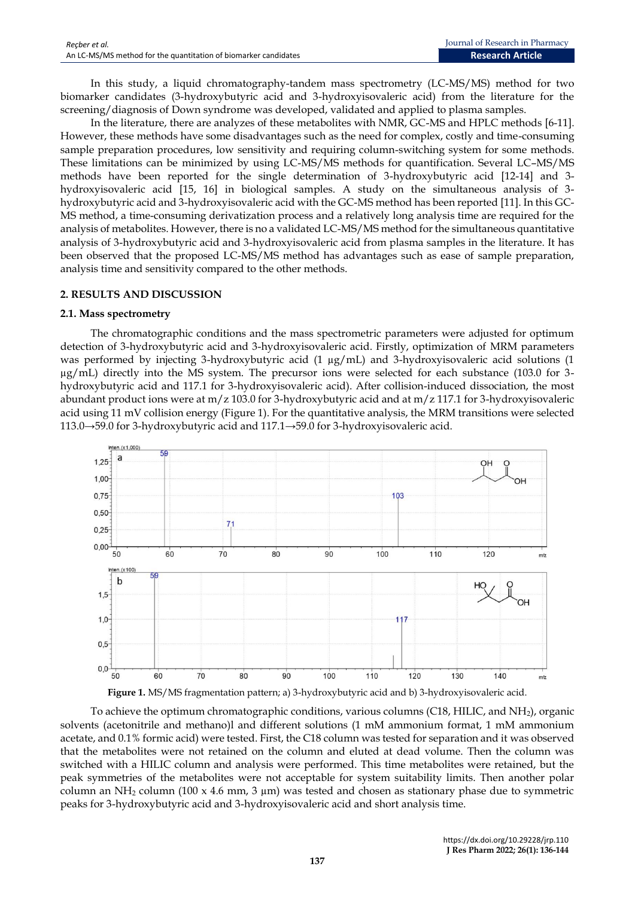In this study, a liquid chromatography-tandem mass spectrometry (LC-MS/MS) method for two biomarker candidates (3-hydroxybutyric acid and 3-hydroxyisovaleric acid) from the literature for the screening/diagnosis of Down syndrome was developed, validated and applied to plasma samples.

In the literature, there are analyzes of these metabolites with NMR, GC-MS and HPLC methods [6-11]. However, these methods have some disadvantages such as the need for complex, costly and time-consuming sample preparation procedures, low sensitivity and requiring column-switching system for some methods. These limitations can be minimized by using LC-MS/MS methods for quantification. Several LC–MS/MS methods have been reported for the single determination of 3-hydroxybutyric acid [12-14] and 3-hydroxyisovaleric acid [15, 16] in biological samples. A study on the simultaneous analysis of 3-hydroxybutyric acid and 3-hydroxyisovaleric acid with the GC-MS method has been reported [11]. In this GC-MS method, a time-consuming derivatization process and a relatively long analysis time are required for the analysis of metabolites. However, there is no a validated LC-MS/MS method for the simultaneous quantitative analysis of 3-hydroxybutyric acid and 3-hydroxyisovaleric acid from plasma samples in the literature. It has been observed that the proposed LC-MS/MS method has advantages such as ease of sample preparation, analysis time and sensitivity compared to the other methods.

## 2. RESULTS AND DISCUSSION

### 2.1. Mass spectrometry

The chromatographic conditions and the mass spectrometric parameters were adjusted for optimum detection of 3-hydroxybutyric acid and 3-hydroxyisovaleric acid. Firstly, optimization of MRM parameters was performed by injecting 3-hydroxybutyric acid (1 µg/mL) and 3-hydroxyisovaleric acid solutions (1 µg/mL) directly into the MS system. The precursor ions were selected for each substance (103.0 for 3-hydroxybutyric acid and 117.1 for 3-hydroxyisovaleric acid). After collision-induced dissociation, the most abundant product ions were at m/z 103.0 for 3-hydroxybutyric acid and at m/z 117.1 for 3-hydroxyisovaleric acid using 11 mV collision energy (Figure 1). For the quantitative analysis, the MRM transitions were selected 113.0→59.0 for 3-hydroxybutyric acid and 117.1→59.0 for 3-hydroxyisovaleric acid.

**Figure 1.** MS/MS fragmentation pattern; a) 3-hydroxybutyric acid and b) 3-hydroxyisovaleric acid.

To achieve the optimum chromatographic conditions, various columns (C18, HILIC, and $NH_2$), organic solvents (acetonitrile and methano)l and different solutions (1 mM ammonium format, 1 mM ammonium acetate, and 0.1% formic acid) were tested. First, the C18 column was tested for separation and it was observed that the metabolites were not retained on the column and eluted at dead volume. Then the column was switched with a HILIC column and analysis were performed. This time metabolites were retained, but the peak symmetries of the metabolites were not acceptable for system suitability limits. Then another polar column an $NH_2$ column (100 x 4.6 mm, 3 µm) was tested and chosen as stationary phase due to symmetric peaks for 3-hydroxybutyric acid and 3-hydroxyisovaleric acid and short analysis time.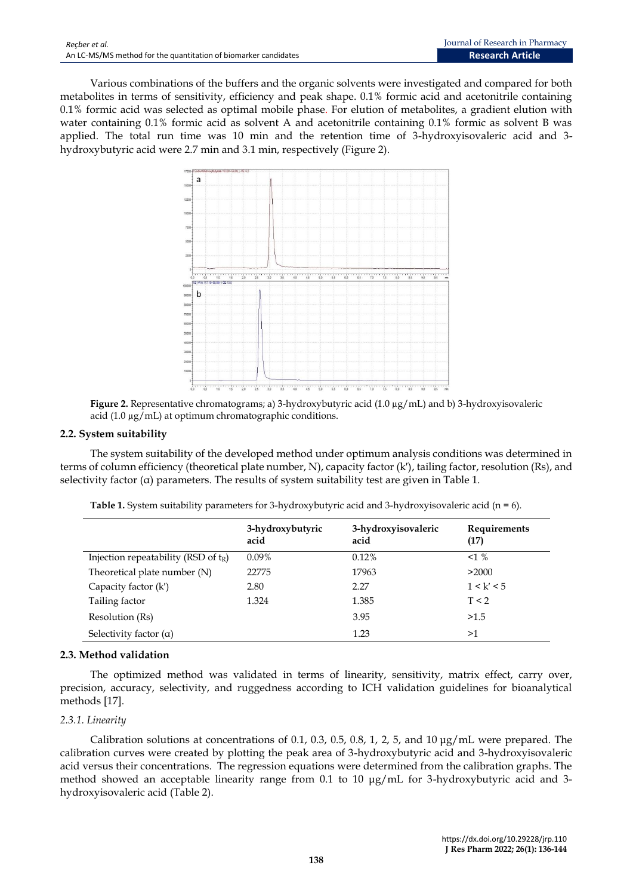Various combinations of the buffers and the organic solvents were investigated and compared for both metabolites in terms of sensitivity, efficiency and peak shape. 0.1% formic acid and acetonitrile containing 0.1% formic acid was selected as optimal mobile phase. For elution of metabolites, a gradient elution with water containing 0.1% formic acid as solvent A and acetonitrile containing 0.1% formic as solvent B was applied. The total run time was 10 min and the retention time of 3-hydroxyisovaleric acid and 3-hydroxybutyric acid were 2.7 min and 3.1 min, respectively (Figure 2).

**Figure 2.** Representative chromatograms; a) 3-hydroxybutyric acid (1.0 µg/mL) and b) 3-hydroxyisovaleric acid (1.0 µg/mL) at optimum chromatographic conditions.

### 2.2. System suitability

The system suitability of the developed method under optimum analysis conditions was determined in terms of column efficiency (theoretical plate number, N), capacity factor (k′), tailing factor, resolution (Rs), and selectivity factor (α) parameters. The results of system suitability test are given in Table 1.

**Table 1.** System suitability parameters for 3-hydroxybutyric acid and 3-hydroxyisovaleric acid (n = 6).

| | 3-hydroxybutyric acid | 3-hydroxyisovaleric acid | Requirements (17) |
|---|---|---|---|
| Injection repeatability (RSD of $t_R$) | 0.09% | 0.12% | <1 % |
| Theoretical plate number (N) | 22775 | 17963 | >2000 |
| Capacity factor (k′) | 2.80 | 2.27 | $1 < k' < 5$ |
| Tailing factor | 1.324 | 1.385 | $T < 2$ |
| Resolution (Rs) | | 3.95 | >1.5 |
| Selectivity factor (α) | | 1.23 | >1 |

### 2.3. Method validation

The optimized method was validated in terms of linearity, sensitivity, matrix effect, carry over, precision, accuracy, selectivity, and ruggedness according to ICH validation guidelines for bioanalytical methods [17].

#### *2.3.1. Linearity*

Calibration solutions at concentrations of 0.1, 0.3, 0.5, 0.8, 1, 2, 5, and 10 µg/mL were prepared. The calibration curves were created by plotting the peak area of 3-hydroxybutyric acid and 3-hydroxyisovaleric acid versus their concentrations. The regression equations were determined from the calibration graphs. The method showed an acceptable linearity range from 0.1 to 10 µg/mL for 3-hydroxybutyric acid and 3-hydroxyisovaleric acid (Table 2).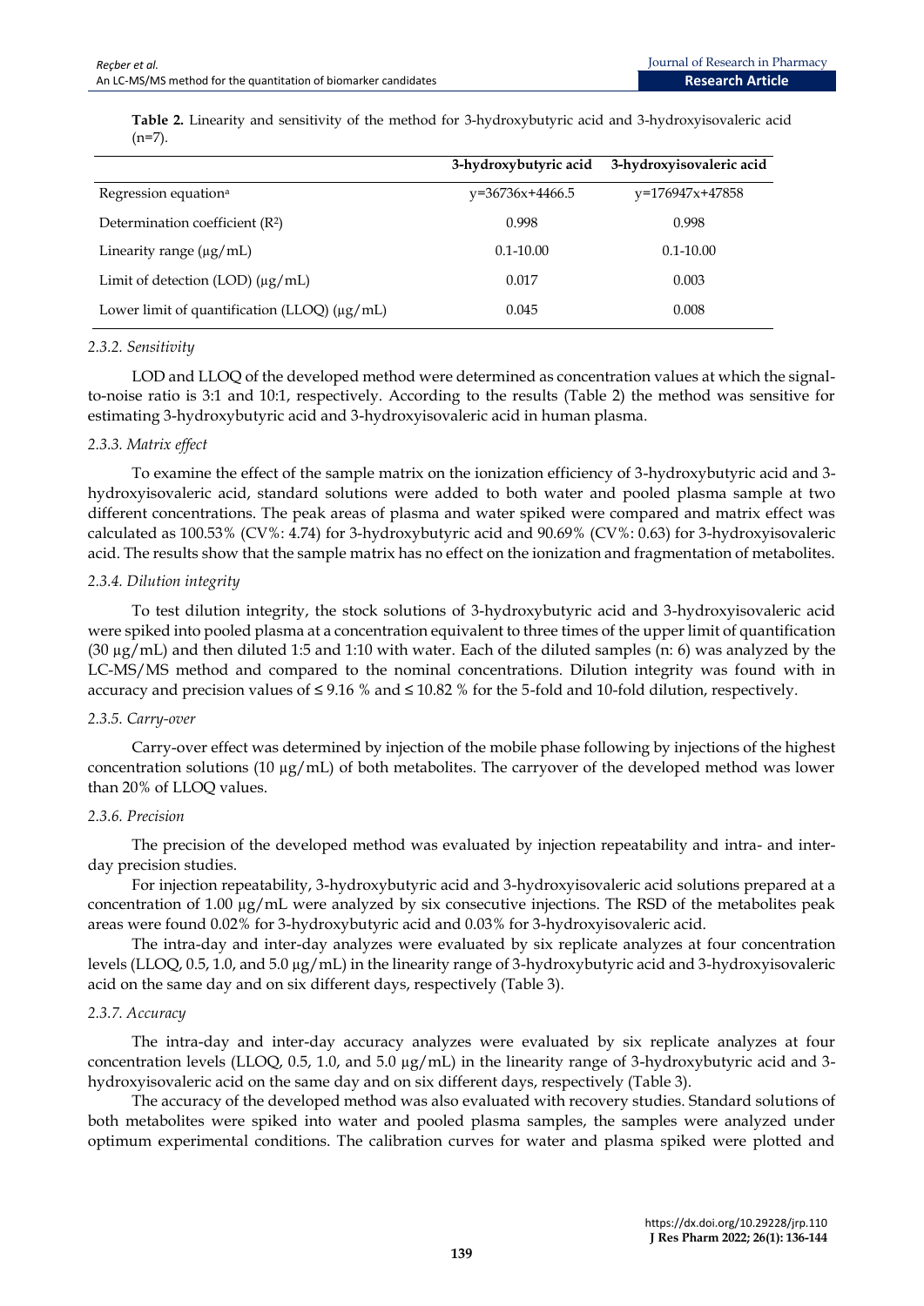**Table 2.** Linearity and sensitivity of the method for 3-hydroxybutyric acid and 3-hydroxyisovaleric acid (n=7).

| | 3-hydroxybutyric acid | 3-hydroxyisovaleric acid |
|---|---|---|
| Regression equation[a] | y=36736x+4466.5 | y=176947x+47858 |
| Determination coefficient ($R^2$) | 0.998 | 0.998 |
| Linearity range (µg/mL) | 0.1-10.00 | 0.1-10.00 |
| Limit of detection (LOD) (µg/mL) | 0.017 | 0.003 |
| Lower limit of quantification (LLOQ) (µg/mL) | 0.045 | 0.008 |

#### *2.3.2. Sensitivity*

LOD and LLOQ of the developed method were determined as concentration values at which the signal-to-noise ratio is 3:1 and 10:1, respectively. According to the results (Table 2) the method was sensitive for estimating 3-hydroxybutyric acid and 3-hydroxyisovaleric acid in human plasma.

#### *2.3.3. Matrix effect*

To examine the effect of the sample matrix on the ionization efficiency of 3-hydroxybutyric acid and 3-hydroxyisovaleric acid, standard solutions were added to both water and pooled plasma sample at two different concentrations. The peak areas of plasma and water spiked were compared and matrix effect was calculated as 100.53% (CV%: 4.74) for 3-hydroxybutyric acid and 90.69% (CV%: 0.63) for 3-hydroxyisovaleric acid. The results show that the sample matrix has no effect on the ionization and fragmentation of metabolites.

#### *2.3.4. Dilution integrity*

To test dilution integrity, the stock solutions of 3-hydroxybutyric acid and 3-hydroxyisovaleric acid were spiked into pooled plasma at a concentration equivalent to three times of the upper limit of quantification (30 µg/mL) and then diluted 1:5 and 1:10 with water. Each of the diluted samples (n: 6) was analyzed by the LC-MS/MS method and compared to the nominal concentrations. Dilution integrity was found with in accuracy and precision values of ≤ 9.16 % and ≤ 10.82 % for the 5-fold and 10-fold dilution, respectively.

#### *2.3.5. Carry-over*

Carry-over effect was determined by injection of the mobile phase following by injections of the highest concentration solutions (10 µg/mL) of both metabolites. The carryover of the developed method was lower than 20% of LLOQ values.

#### *2.3.6. Precision*

The precision of the developed method was evaluated by injection repeatability and intra- and inter-day precision studies.

For injection repeatability, 3-hydroxybutyric acid and 3-hydroxyisovaleric acid solutions prepared at a concentration of 1.00 µg/mL were analyzed by six consecutive injections. The RSD of the metabolites peak areas were found 0.02% for 3-hydroxybutyric acid and 0.03% for 3-hydroxyisovaleric acid.

The intra-day and inter-day analyzes were evaluated by six replicate analyzes at four concentration levels (LLOQ, 0.5, 1.0, and 5.0 µg/mL) in the linearity range of 3-hydroxybutyric acid and 3-hydroxyisovaleric acid on the same day and on six different days, respectively (Table 3).

#### *2.3.7. Accuracy*

The intra-day and inter-day accuracy analyzes were evaluated by six replicate analyzes at four concentration levels (LLOQ, 0.5, 1.0, and 5.0 µg/mL) in the linearity range of 3-hydroxybutyric acid and 3-hydroxyisovaleric acid on the same day and on six different days, respectively (Table 3).

The accuracy of the developed method was also evaluated with recovery studies. Standard solutions of both metabolites were spiked into water and pooled plasma samples, the samples were analyzed under optimum experimental conditions. The calibration curves for water and plasma spiked were plotted and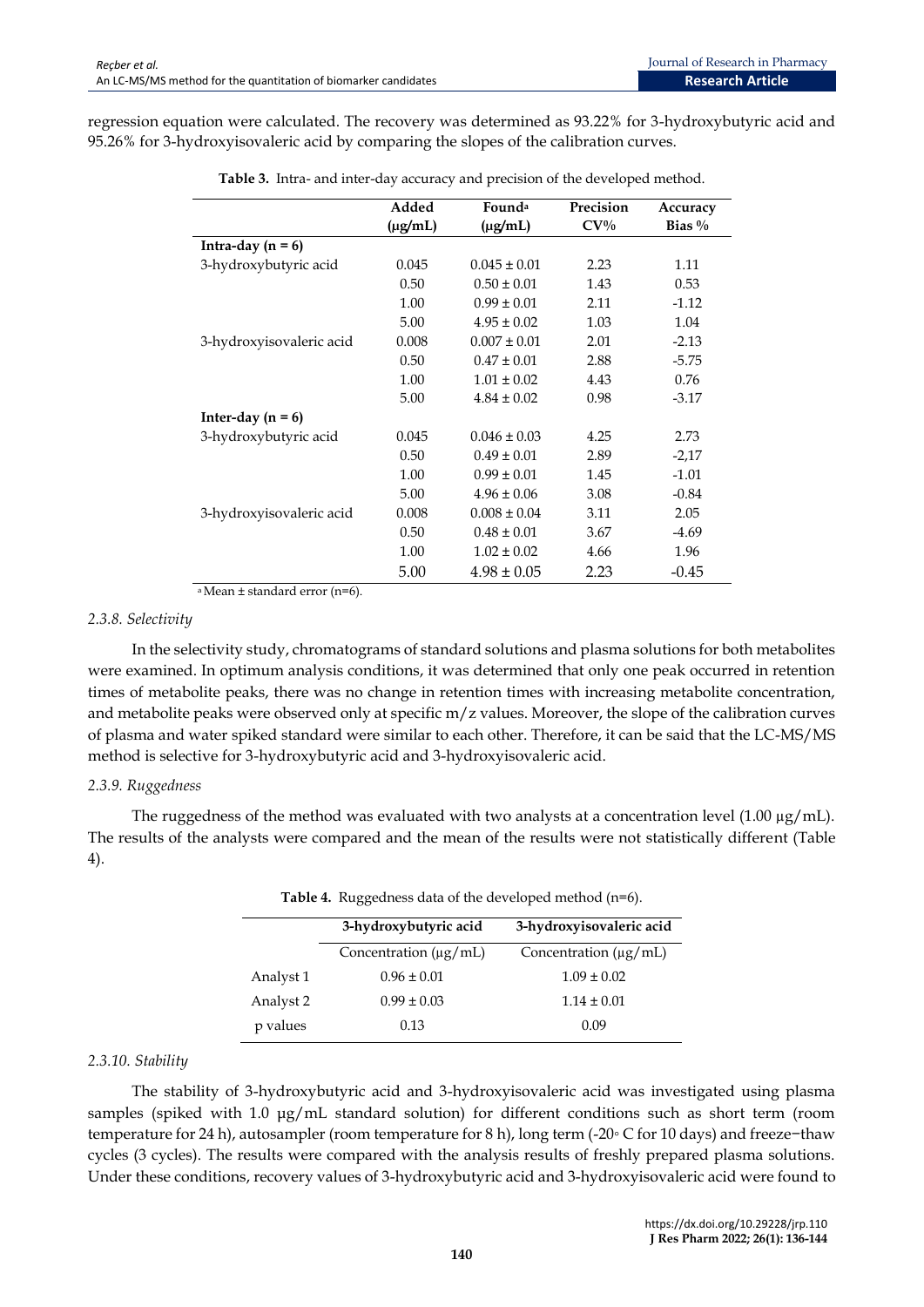regression equation were calculated. The recovery was determined as 93.22% for 3-hydroxybutyric acid and 95.26% for 3-hydroxyisovaleric acid by comparing the slopes of the calibration curves.

**Table 3.** Intra- and inter-day accuracy and precision of the developed method.

| | Added (μg/mL) | Found[a] (μg/mL) | Precision CV% | Accuracy Bias % |
|---|---|---|---|---|
| **Intra-day (n = 6)** | | | | |
| 3-hydroxybutyric acid | 0.045 | 0.045 ± 0.01 | 2.23 | 1.11 |
| | 0.50 | 0.50 ± 0.01 | 1.43 | 0.53 |
| | 1.00 | 0.99 ± 0.01 | 2.11 | -1.12 |
| | 5.00 | 4.95 ± 0.02 | 1.03 | 1.04 |
| 3-hydroxyisovaleric acid | 0.008 | 0.007 ± 0.01 | 2.01 | -2.13 |
| | 0.50 | 0.47 ± 0.01 | 2.88 | -5.75 |
| | 1.00 | 1.01 ± 0.02 | 4.43 | 0.76 |
| | 5.00 | 4.84 ± 0.02 | 0.98 | -3.17 |
| **Inter-day (n = 6)** | | | | |
| 3-hydroxybutyric acid | 0.045 | 0.046 ± 0.03 | 4.25 | 2.73 |
| | 0.50 | 0.49 ± 0.01 | 2.89 | -2,17 |
| | 1.00 | 0.99 ± 0.01 | 1.45 | -1.01 |
| | 5.00 | 4.96 ± 0.06 | 3.08 | -0.84 |
| 3-hydroxyisovaleric acid | 0.008 | 0.008 ± 0.04 | 3.11 | 2.05 |
| | 0.50 | 0.48 ± 0.01 | 3.67 | -4.69 |
| | 1.00 | 1.02 ± 0.02 | 4.66 | 1.96 |
| | 5.00 | 4.98 ± 0.05 | 2.23 | -0.45 |

[a] Mean ± standard error (n=6).

### *2.3.8. Selectivity*

In the selectivity study, chromatograms of standard solutions and plasma solutions for both metabolites were examined. In optimum analysis conditions, it was determined that only one peak occurred in retention times of metabolite peaks, there was no change in retention times with increasing metabolite concentration, and metabolite peaks were observed only at specific m/z values. Moreover, the slope of the calibration curves of plasma and water spiked standard were similar to each other. Therefore, it can be said that the LC-MS/MS method is selective for 3-hydroxybutyric acid and 3-hydroxyisovaleric acid.

### *2.3.9. Ruggedness*

The ruggedness of the method was evaluated with two analysts at a concentration level (1.00 μg/mL). The results of the analysts were compared and the mean of the results were not statistically different (Table 4).

**Table 4.** Ruggedness data of the developed method (n=6).

| | 3-hydroxybutyric acid | 3-hydroxyisovaleric acid |
|---|---|---|
| | Concentration (μg/mL) | Concentration (μg/mL) |
| Analyst 1 | 0.96 ± 0.01 | 1.09 ± 0.02 |
| Analyst 2 | 0.99 ± 0.03 | 1.14 ± 0.01 |
| p values | 0.13 | 0.09 |

### *2.3.10. Stability*

The stability of 3-hydroxybutyric acid and 3-hydroxyisovaleric acid was investigated using plasma samples (spiked with 1.0 μg/mL standard solution) for different conditions such as short term (room temperature for 24 h), autosampler (room temperature for 8 h), long term (-20◦ C for 10 days) and freeze−thaw cycles (3 cycles). The results were compared with the analysis results of freshly prepared plasma solutions. Under these conditions, recovery values of 3-hydroxybutyric acid and 3-hydroxyisovaleric acid were found to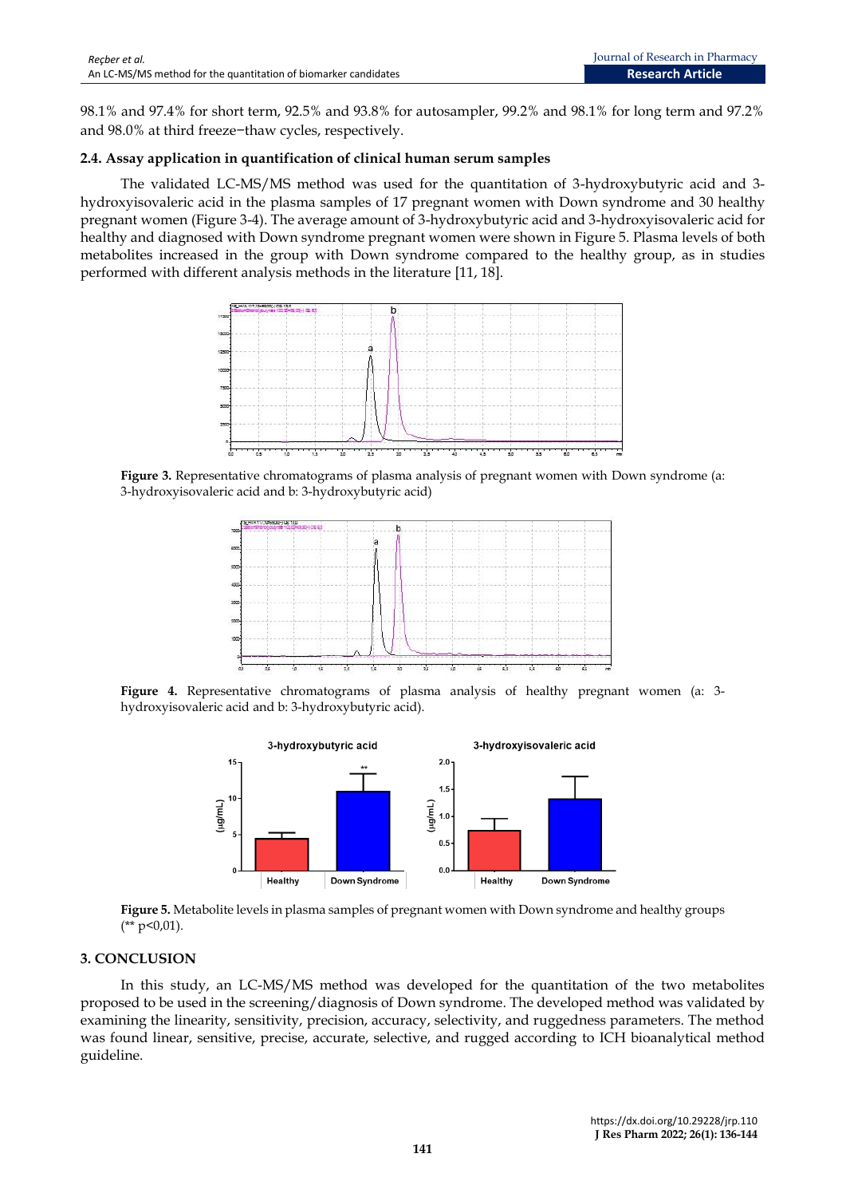98.1% and 97.4% for short term, 92.5% and 93.8% for autosampler, 99.2% and 98.1% for long term and 97.2% and 98.0% at third freeze−thaw cycles, respectively.

### 2.4. Assay application in quantification of clinical human serum samples

The validated LC-MS/MS method was used for the quantitation of 3-hydroxybutyric acid and 3-hydroxyisovaleric acid in the plasma samples of 17 pregnant women with Down syndrome and 30 healthy pregnant women (Figure 3-4). The average amount of 3-hydroxybutyric acid and 3-hydroxyisovaleric acid for healthy and diagnosed with Down syndrome pregnant women were shown in Figure 5. Plasma levels of both metabolites increased in the group with Down syndrome compared to the healthy group, as in studies performed with different analysis methods in the literature [11, 18].

**Figure 3.** Representative chromatograms of plasma analysis of pregnant women with Down syndrome (a: 3-hydroxyisovaleric acid and b: 3-hydroxybutyric acid)

**Figure 4.** Representative chromatograms of plasma analysis of healthy pregnant women (a: 3-hydroxyisovaleric acid and b: 3-hydroxybutyric acid).

**Figure 5.** Metabolite levels in plasma samples of pregnant women with Down syndrome and healthy groups (** $p<0,01$).

## 3. CONCLUSION

In this study, an LC-MS/MS method was developed for the quantitation of the two metabolites proposed to be used in the screening/diagnosis of Down syndrome. The developed method was validated by examining the linearity, sensitivity, precision, accuracy, selectivity, and ruggedness parameters. The method was found linear, sensitive, precise, accurate, selective, and rugged according to ICH bioanalytical method guideline.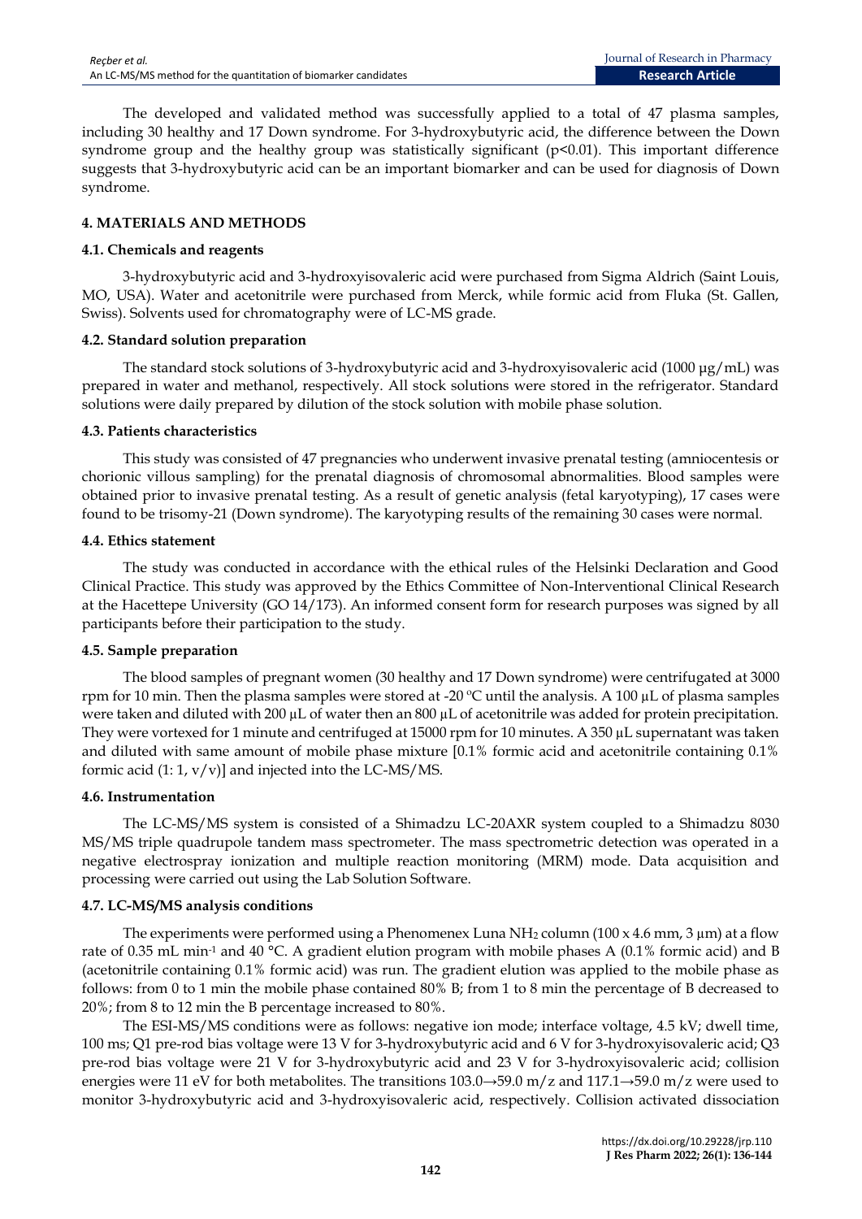The developed and validated method was successfully applied to a total of 47 plasma samples, including 30 healthy and 17 Down syndrome. For 3-hydroxybutyric acid, the difference between the Down syndrome group and the healthy group was statistically significant ($p<0.01$). This important difference suggests that 3-hydroxybutyric acid can be an important biomarker and can be used for diagnosis of Down syndrome.

## 4. MATERIALS AND METHODS

### 4.1. Chemicals and reagents

3-hydroxybutyric acid and 3-hydroxyisovaleric acid were purchased from Sigma Aldrich (Saint Louis, MO, USA). Water and acetonitrile were purchased from Merck, while formic acid from Fluka (St. Gallen, Swiss). Solvents used for chromatography were of LC-MS grade.

### 4.2. Standard solution preparation

The standard stock solutions of 3-hydroxybutyric acid and 3-hydroxyisovaleric acid (1000 µg/mL) was prepared in water and methanol, respectively. All stock solutions were stored in the refrigerator. Standard solutions were daily prepared by dilution of the stock solution with mobile phase solution.

### 4.3. Patients characteristics

This study was consisted of 47 pregnancies who underwent invasive prenatal testing (amniocentesis or chorionic villous sampling) for the prenatal diagnosis of chromosomal abnormalities. Blood samples were obtained prior to invasive prenatal testing. As a result of genetic analysis (fetal karyotyping), 17 cases were found to be trisomy-21 (Down syndrome). The karyotyping results of the remaining 30 cases were normal.

### 4.4. Ethics statement

The study was conducted in accordance with the ethical rules of the Helsinki Declaration and Good Clinical Practice. This study was approved by the Ethics Committee of Non-Interventional Clinical Research at the Hacettepe University (GO 14/173). An informed consent form for research purposes was signed by all participants before their participation to the study.

### 4.5. Sample preparation

The blood samples of pregnant women (30 healthy and 17 Down syndrome) were centrifugated at 3000 rpm for 10 min. Then the plasma samples were stored at -20 ºC until the analysis. A 100 µL of plasma samples were taken and diluted with 200 µL of water then an 800 µL of acetonitrile was added for protein precipitation. They were vortexed for 1 minute and centrifuged at 15000 rpm for 10 minutes. A 350 µL supernatant was taken and diluted with same amount of mobile phase mixture [0.1% formic acid and acetonitrile containing 0.1% formic acid (1: 1, v/v)] and injected into the LC-MS/MS.

### 4.6. Instrumentation

The LC-MS/MS system is consisted of a Shimadzu LC-20AXR system coupled to a Shimadzu 8030 MS/MS triple quadrupole tandem mass spectrometer. The mass spectrometric detection was operated in a negative electrospray ionization and multiple reaction monitoring (MRM) mode. Data acquisition and processing were carried out using the Lab Solution Software.

### 4.7. LC-MS/MS analysis conditions

The experiments were performed using a Phenomenex Luna $NH_2$ column (100 x 4.6 mm, 3 µm) at a flow rate of 0.35 mL $min^{-1}$ and 40 °C. A gradient elution program with mobile phases A (0.1% formic acid) and B (acetonitrile containing 0.1% formic acid) was run. The gradient elution was applied to the mobile phase as follows: from 0 to 1 min the mobile phase contained 80% B; from 1 to 8 min the percentage of B decreased to 20%; from 8 to 12 min the B percentage increased to 80%.

The ESI-MS/MS conditions were as follows: negative ion mode; interface voltage, 4.5 kV; dwell time, 100 ms; Q1 pre-rod bias voltage were 13 V for 3-hydroxybutyric acid and 6 V for 3-hydroxyisovaleric acid; Q3 pre-rod bias voltage were 21 V for 3-hydroxybutyric acid and 23 V for 3-hydroxyisovaleric acid; collision energies were 11 eV for both metabolites. The transitions 103.0→59.0 m/z and 117.1→59.0 m/z were used to monitor 3-hydroxybutyric acid and 3-hydroxyisovaleric acid, respectively. Collision activated dissociation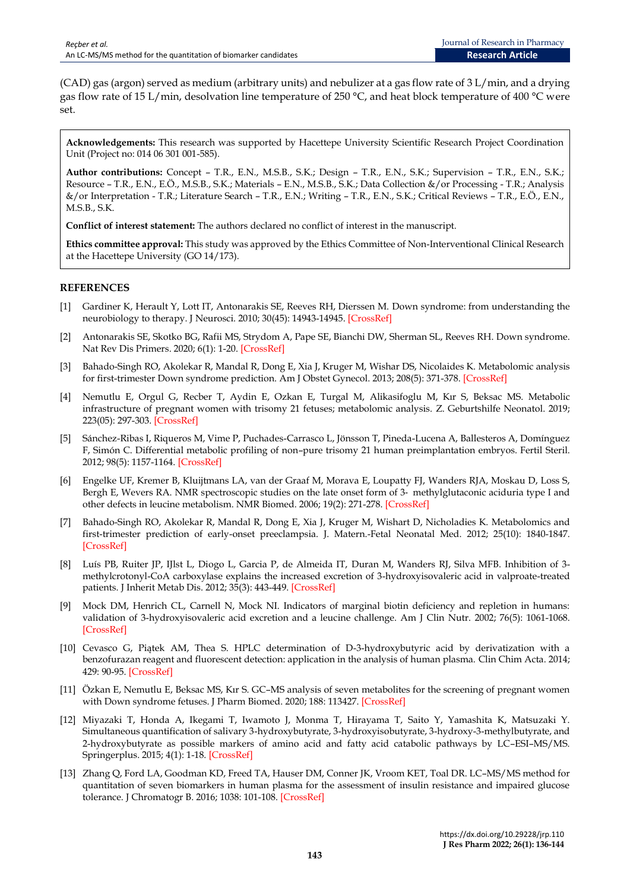(CAD) gas (argon) served as medium (arbitrary units) and nebulizer at a gas flow rate of 3 L/min, and a drying gas flow rate of 15 L/min, desolvation line temperature of 250 °C, and heat block temperature of 400 °C were set.

**Acknowledgements:** This research was supported by Hacettepe University Scientific Research Project Coordination Unit (Project no: 014 06 301 001-585).

**Author contributions:** Concept – T.R., E.N., M.S.B., S.K.; Design – T.R., E.N., S.K.; Supervision – T.R., E.N., S.K.; Resource – T.R., E.N., E.Ö., M.S.B., S.K.; Materials – E.N., M.S.B., S.K.; Data Collection &/or Processing - T.R.; Analysis &/or Interpretation - T.R.; Literature Search – T.R., E.N.; Writing – T.R., E.N., S.K.; Critical Reviews – T.R., E.Ö., E.N., M.S.B., S.K.

**Conflict of interest statement:** The authors declared no conflict of interest in the manuscript.

**Ethics committee approval:** This study was approved by the Ethics Committee of Non-Interventional Clinical Research at the Hacettepe University (GO 14/173).

## REFERENCES

[1] Gardiner K, Herault Y, Lott IT, Antonarakis SE, Reeves RH, Dierssen M. Down syndrome: from understanding the neurobiology to therapy. J Neurosci. 2010; 30(45): 14943-14945. [CrossRef]

[2] Antonarakis SE, Skotko BG, Rafii MS, Strydom A, Pape SE, Bianchi DW, Sherman SL, Reeves RH. Down syndrome. Nat Rev Dis Primers. 2020; 6(1): 1-20. [CrossRef]

[3] Bahado-Singh RO, Akolekar R, Mandal R, Dong E, Xia J, Kruger M, Wishar DS, Nicolaides K. Metabolomic analysis for first-trimester Down syndrome prediction. Am J Obstet Gynecol. 2013; 208(5): 371-378. [CrossRef]

[4] Nemutlu E, Orgul G, Recber T, Aydin E, Ozkan E, Turgal M, Alikasifoglu M, Kır S, Beksac MS. Metabolic infrastructure of pregnant women with trisomy 21 fetuses; metabolomic analysis. Z. Geburtshilfe Neonatol. 2019; 223(05): 297-303. [CrossRef]

[5] Sánchez-Ribas I, Riqueros M, Vime P, Puchades-Carrasco L, Jönsson T, Pineda-Lucena A, Ballesteros A, Domínguez F, Simón C. Differential metabolic profiling of non–pure trisomy 21 human preimplantation embryos. Fertil Steril. 2012; 98(5): 1157-1164. [CrossRef]

[6] Engelke UF, Kremer B, Kluijtmans LA, van der Graaf M, Morava E, Loupatty FJ, Wanders RJA, Moskau D, Loss S, Bergh E, Wevers RA. NMR spectroscopic studies on the late onset form of 3- methylglutaconic aciduria type I and other defects in leucine metabolism. NMR Biomed. 2006; 19(2): 271-278. [CrossRef]

[7] Bahado-Singh RO, Akolekar R, Mandal R, Dong E, Xia J, Kruger M, Wishart D, Nicholadies K. Metabolomics and first-trimester prediction of early-onset preeclampsia. J. Matern.-Fetal Neonatal Med. 2012; 25(10): 1840-1847. [CrossRef]

[8] Luís PB, Ruiter JP, IJlst L, Diogo L, Garcia P, de Almeida IT, Duran M, Wanders RJ, Silva MFB. Inhibition of 3-methylcrotonyl-CoA carboxylase explains the increased excretion of 3-hydroxyisovaleric acid in valproate-treated patients. J Inherit Metab Dis. 2012; 35(3): 443-449. [CrossRef]

[9] Mock DM, Henrich CL, Carnell N, Mock NI. Indicators of marginal biotin deficiency and repletion in humans: validation of 3-hydroxyisovaleric acid excretion and a leucine challenge. Am J Clin Nutr. 2002; 76(5): 1061-1068. [CrossRef]

[10] Cevasco G, Piątek AM, Thea S. HPLC determination of D-3-hydroxybutyric acid by derivatization with a benzofurazan reagent and fluorescent detection: application in the analysis of human plasma. Clin Chim Acta. 2014; 429: 90-95. [CrossRef]

[11] Özkan E, Nemutlu E, Beksac MS, Kır S. GC–MS analysis of seven metabolites for the screening of pregnant women with Down syndrome fetuses. J Pharm Biomed. 2020; 188: 113427. [CrossRef]

[12] Miyazaki T, Honda A, Ikegami T, Iwamoto J, Monma T, Hirayama T, Saito Y, Yamashita K, Matsuzaki Y. Simultaneous quantification of salivary 3-hydroxybutyrate, 3-hydroxyisobutyrate, 3-hydroxy-3-methylbutyrate, and 2-hydroxybutyrate as possible markers of amino acid and fatty acid catabolic pathways by LC–ESI–MS/MS. Springerplus. 2015; 4(1): 1-18. [CrossRef]

[13] Zhang Q, Ford LA, Goodman KD, Freed TA, Hauser DM, Conner JK, Vroom KET, Toal DR. LC–MS/MS method for quantitation of seven biomarkers in human plasma for the assessment of insulin resistance and impaired glucose tolerance. J Chromatogr B. 2016; 1038: 101-108. [CrossRef]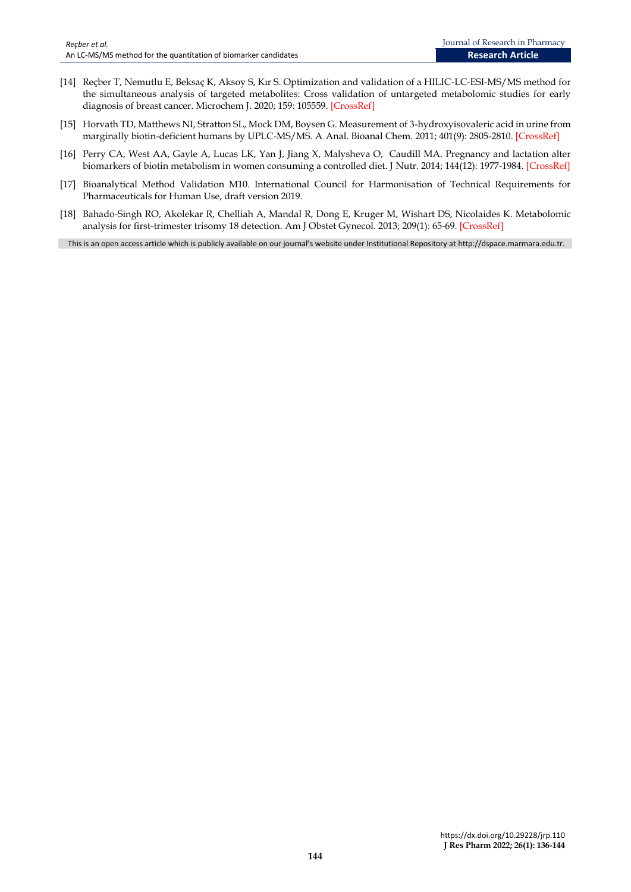[14] Reçber T, Nemutlu E, Beksaç K, Aksoy S, Kır S. Optimization and validation of a HILIC-LC-ESI-MS/MS method for the simultaneous analysis of targeted metabolites: Cross validation of untargeted metabolomic studies for early diagnosis of breast cancer. Microchem J. 2020; 159: 105559. [CrossRef]

[15] Horvath TD, Matthews NI, Stratton SL, Mock DM, Boysen G. Measurement of 3-hydroxyisovaleric acid in urine from marginally biotin-deficient humans by UPLC-MS/MS. A Anal. Bioanal Chem. 2011; 401(9): 2805-2810. [CrossRef]

[16] Perry CA, West AA, Gayle A, Lucas LK, Yan J, Jiang X, Malysheva O, Caudill MA. Pregnancy and lactation alter biomarkers of biotin metabolism in women consuming a controlled diet. J Nutr. 2014; 144(12): 1977-1984. [CrossRef]

[17] Bioanalytical Method Validation M10. International Council for Harmonisation of Technical Requirements for Pharmaceuticals for Human Use, draft version 2019.

[18] Bahado-Singh RO, Akolekar R, Chelliah A, Mandal R, Dong E, Kruger M, Wishart DS, Nicolaides K. Metabolomic analysis for first-trimester trisomy 18 detection. Am J Obstet Gynecol. 2013; 209(1): 65-69. [CrossRef]

This is an open access article which is publicly available on our journal's website under Institutional Repository at http://dspace.marmara.edu.tr.